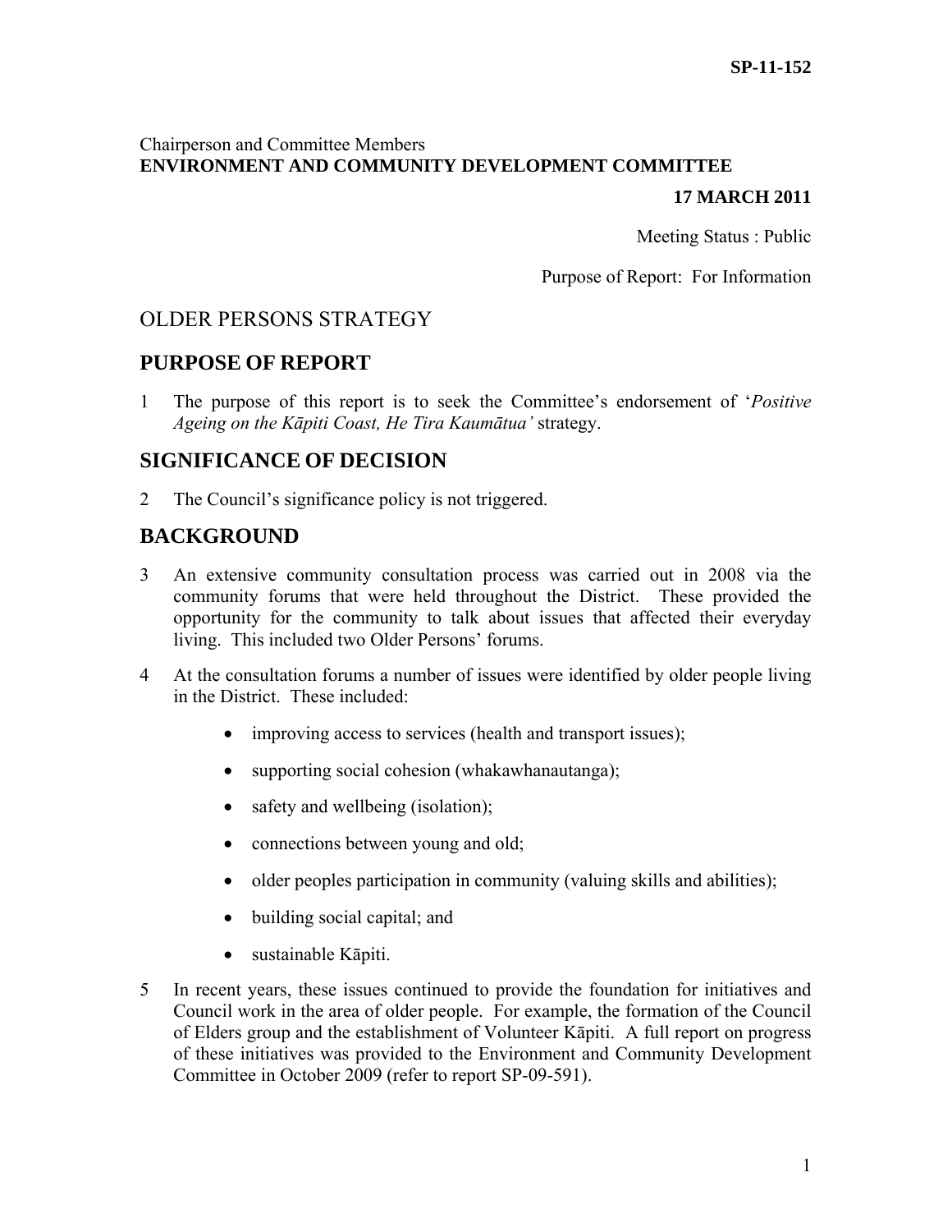SP-11-152

Chairperson and Committee Members
**ENVIRONMENT AND COMMUNITY DEVELOPMENT COMMITTEE**

**17 MARCH 2011**

Meeting Status : Public

Purpose of Report: For Information

# OLDER PERSONS STRATEGY

## PURPOSE OF REPORT

1 The purpose of this report is to seek the Committee's endorsement of '*Positive Ageing on the Kāpiti Coast, He Tira Kaumātua'* strategy.

## SIGNIFICANCE OF DECISION

2 The Council's significance policy is not triggered.

## BACKGROUND

3 An extensive community consultation process was carried out in 2008 via the community forums that were held throughout the District. These provided the opportunity for the community to talk about issues that affected their everyday living. This included two Older Persons' forums.

4 At the consultation forums a number of issues were identified by older people living in the District. These included:

- improving access to services (health and transport issues);
- supporting social cohesion (whakawhanautanga);
- safety and wellbeing (isolation);
- connections between young and old;
- older peoples participation in community (valuing skills and abilities);
- building social capital; and
- sustainable Kāpiti.

5 In recent years, these issues continued to provide the foundation for initiatives and Council work in the area of older people. For example, the formation of the Council of Elders group and the establishment of Volunteer Kāpiti. A full report on progress of these initiatives was provided to the Environment and Community Development Committee in October 2009 (refer to report SP-09-591).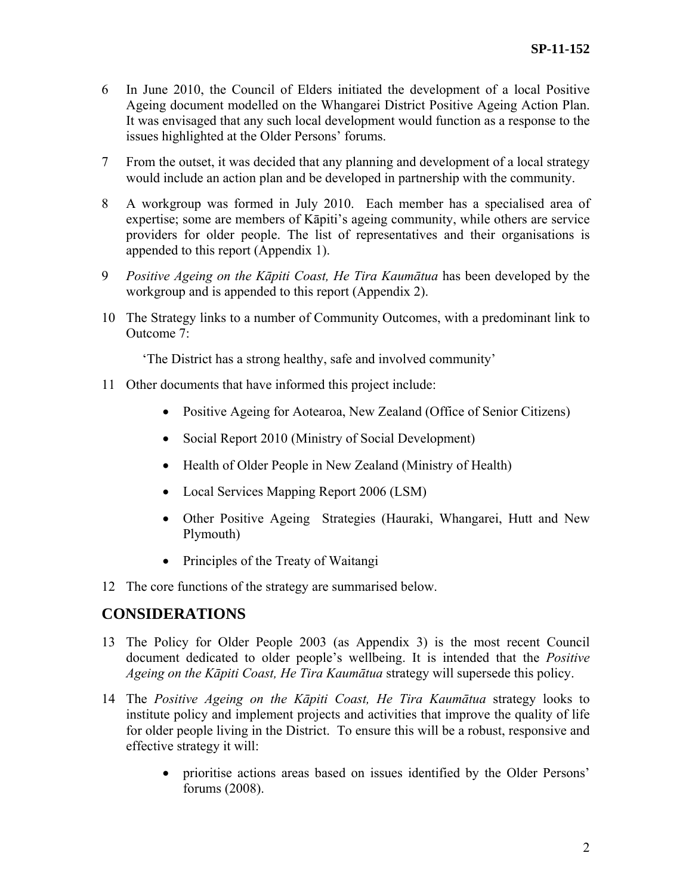6 In June 2010, the Council of Elders initiated the development of a local Positive Ageing document modelled on the Whangarei District Positive Ageing Action Plan. It was envisaged that any such local development would function as a response to the issues highlighted at the Older Persons' forums.

7 From the outset, it was decided that any planning and development of a local strategy would include an action plan and be developed in partnership with the community.

8 A workgroup was formed in July 2010. Each member has a specialised area of expertise; some are members of Kāpiti's ageing community, while others are service providers for older people. The list of representatives and their organisations is appended to this report (Appendix 1).

9 *Positive Ageing on the Kāpiti Coast, He Tira Kaumātua* has been developed by the workgroup and is appended to this report (Appendix 2).

10 The Strategy links to a number of Community Outcomes, with a predominant link to Outcome 7:

'The District has a strong healthy, safe and involved community'

11 Other documents that have informed this project include:

- Positive Ageing for Aotearoa, New Zealand (Office of Senior Citizens)
- Social Report 2010 (Ministry of Social Development)
- Health of Older People in New Zealand (Ministry of Health)
- Local Services Mapping Report 2006 (LSM)
- Other Positive Ageing Strategies (Hauraki, Whangarei, Hutt and New Plymouth)
- Principles of the Treaty of Waitangi

12 The core functions of the strategy are summarised below.

## CONSIDERATIONS

13 The Policy for Older People 2003 (as Appendix 3) is the most recent Council document dedicated to older people's wellbeing. It is intended that the *Positive Ageing on the Kāpiti Coast, He Tira Kaumātua* strategy will supersede this policy.

14 The *Positive Ageing on the Kāpiti Coast, He Tira Kaumātua* strategy looks to institute policy and implement projects and activities that improve the quality of life for older people living in the District. To ensure this will be a robust, responsive and effective strategy it will:

- prioritise actions areas based on issues identified by the Older Persons' forums (2008).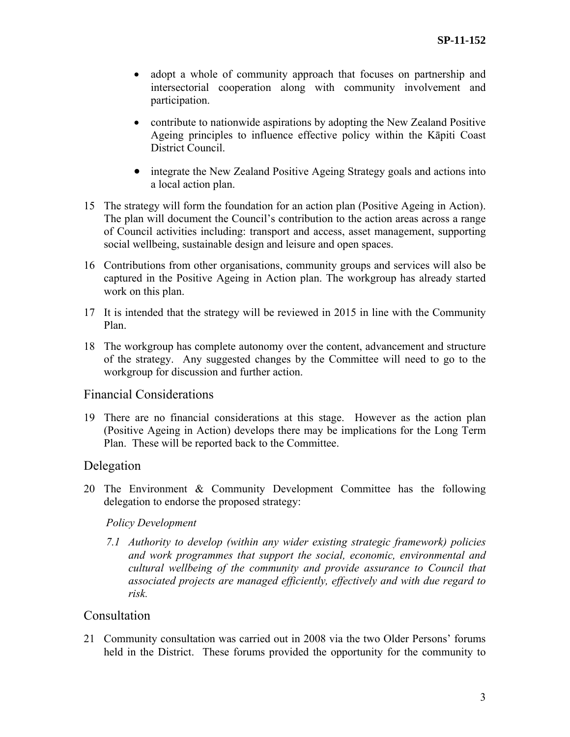- adopt a whole of community approach that focuses on partnership and intersectorial cooperation along with community involvement and participation.

- contribute to nationwide aspirations by adopting the New Zealand Positive Ageing principles to influence effective policy within the Kāpiti Coast District Council.

- integrate the New Zealand Positive Ageing Strategy goals and actions into a local action plan.

15 The strategy will form the foundation for an action plan (Positive Ageing in Action). The plan will document the Council's contribution to the action areas across a range of Council activities including: transport and access, asset management, supporting social wellbeing, sustainable design and leisure and open spaces.

16 Contributions from other organisations, community groups and services will also be captured in the Positive Ageing in Action plan. The workgroup has already started work on this plan.

17 It is intended that the strategy will be reviewed in 2015 in line with the Community Plan.

18 The workgroup has complete autonomy over the content, advancement and structure of the strategy. Any suggested changes by the Committee will need to go to the workgroup for discussion and further action.

## Financial Considerations

19 There are no financial considerations at this stage. However as the action plan (Positive Ageing in Action) develops there may be implications for the Long Term Plan. These will be reported back to the Committee.

## Delegation

20 The Environment & Community Development Committee has the following delegation to endorse the proposed strategy:

*Policy Development*

*7.1 Authority to develop (within any wider existing strategic framework) policies and work programmes that support the social, economic, environmental and cultural wellbeing of the community and provide assurance to Council that associated projects are managed efficiently, effectively and with due regard to risk.*

## Consultation

21 Community consultation was carried out in 2008 via the two Older Persons' forums held in the District. These forums provided the opportunity for the community to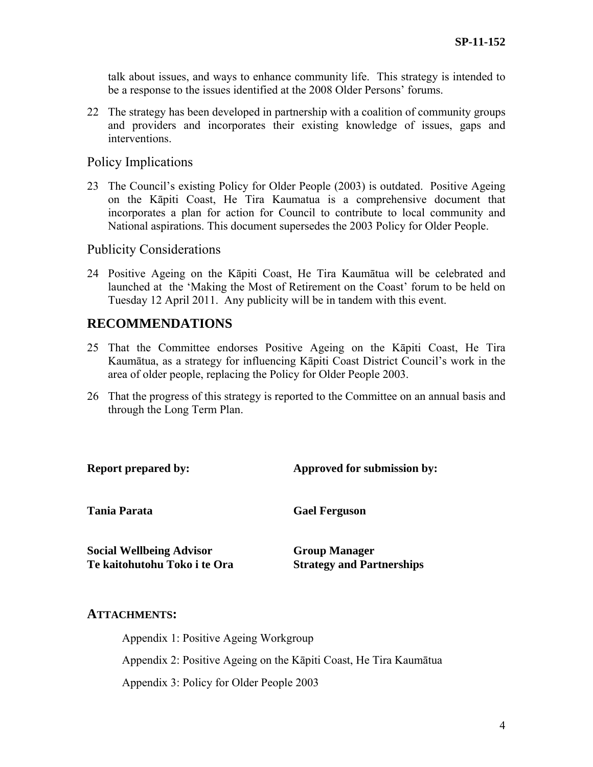talk about issues, and ways to enhance community life. This strategy is intended to be a response to the issues identified at the 2008 Older Persons' forums.

22 The strategy has been developed in partnership with a coalition of community groups and providers and incorporates their existing knowledge of issues, gaps and interventions.

## Policy Implications

23 The Council's existing Policy for Older People (2003) is outdated. Positive Ageing on the Kāpiti Coast, He Tira Kaumatua is a comprehensive document that incorporates a plan for action for Council to contribute to local community and National aspirations. This document supersedes the 2003 Policy for Older People.

## Publicity Considerations

24 Positive Ageing on the Kāpiti Coast, He Tira Kaumātua will be celebrated and launched at the 'Making the Most of Retirement on the Coast' forum to be held on Tuesday 12 April 2011. Any publicity will be in tandem with this event.

# RECOMMENDATIONS

25 That the Committee endorses Positive Ageing on the Kāpiti Coast, He Tira Kaumātua, as a strategy for influencing Kāpiti Coast District Council's work in the area of older people, replacing the Policy for Older People 2003.

26 That the progress of this strategy is reported to the Committee on an annual basis and through the Long Term Plan.

| **Report prepared by:** | **Approved for submission by:** |
|---|---|
| **Tania Parata** | **Gael Ferguson** |
| **Social Wellbeing Advisor**<br>**Te kaitohutohu Toko i te Ora** | **Group Manager**<br>**Strategy and Partnerships** |

## ATTACHMENTS:

Appendix 1: Positive Ageing Workgroup

Appendix 2: Positive Ageing on the Kāpiti Coast, He Tira Kaumātua

Appendix 3: Policy for Older People 2003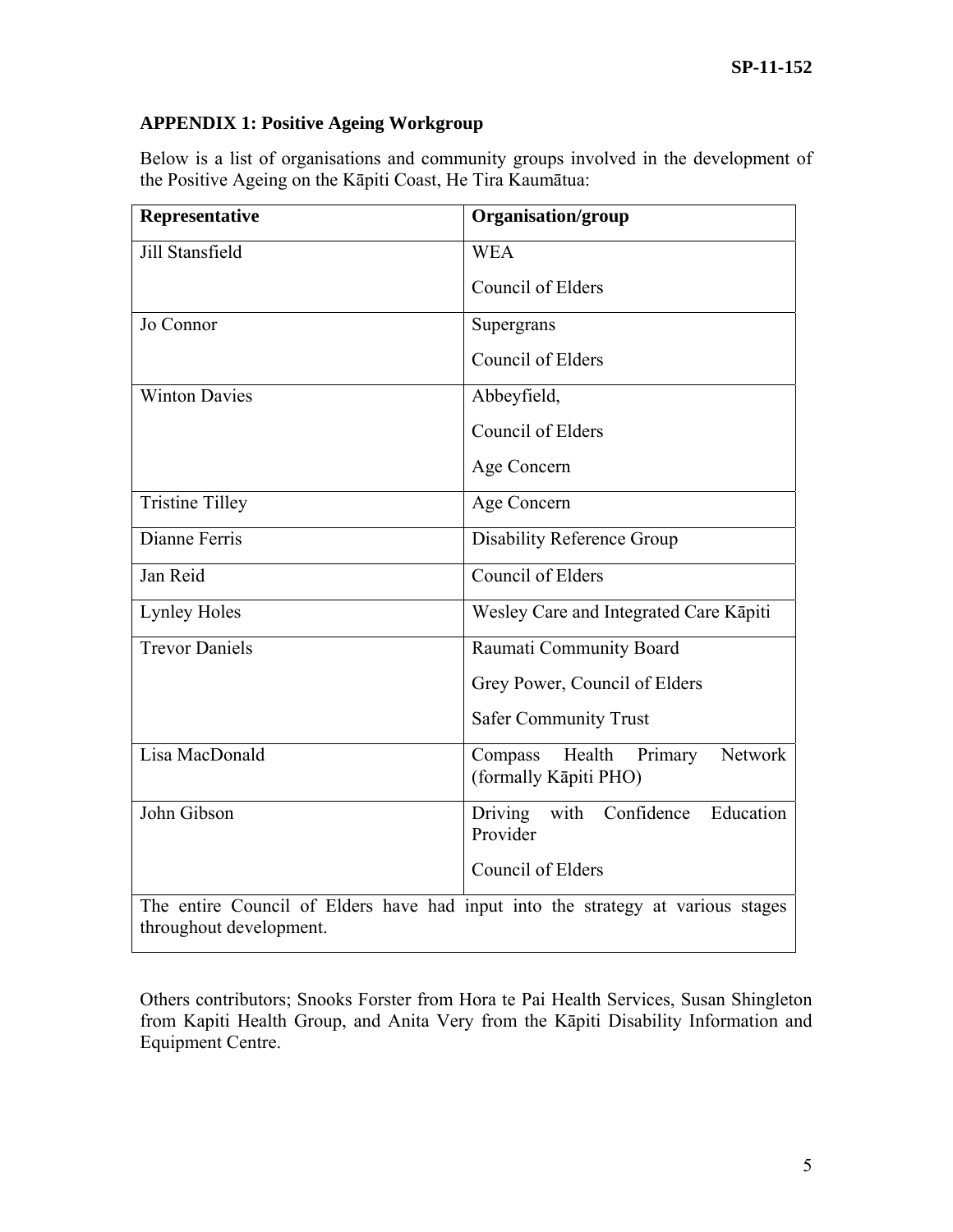## APPENDIX 1: Positive Ageing Workgroup

Below is a list of organisations and community groups involved in the development of the Positive Ageing on the Kāpiti Coast, He Tira Kaumātua:

| Representative | Organisation/group |
|---|---|
| Jill Stansfield | WEA<br>Council of Elders |
| Jo Connor | Supergrans<br>Council of Elders |
| Winton Davies | Abbeyfield,<br>Council of Elders<br>Age Concern |
| Tristine Tilley | Age Concern |
| Dianne Ferris | Disability Reference Group |
| Jan Reid | Council of Elders |
| Lynley Holes | Wesley Care and Integrated Care Kāpiti |
| Trevor Daniels | Raumati Community Board<br>Grey Power, Council of Elders<br>Safer Community Trust |
| Lisa MacDonald | Compass Health Primary Network (formally Kāpiti PHO) |
| John Gibson | Driving with Confidence Education Provider<br>Council of Elders |
| The entire Council of Elders have had input into the strategy at various stages throughout development. | |

Others contributors; Snooks Forster from Hora te Pai Health Services, Susan Shingleton from Kapiti Health Group, and Anita Very from the Kāpiti Disability Information and Equipment Centre.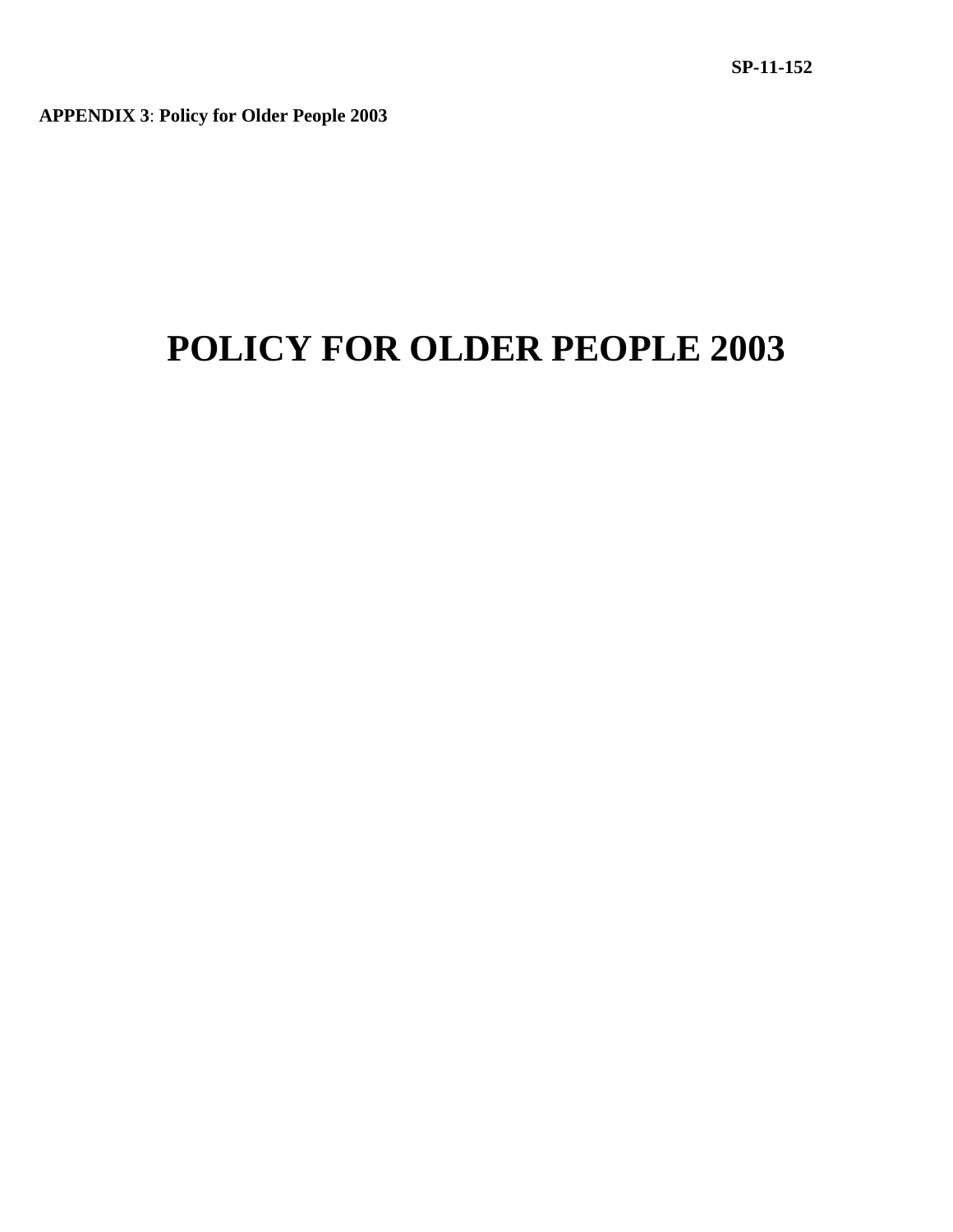SP-11-152

**APPENDIX 3**: **Policy for Older People 2003**

# POLICY FOR OLDER PEOPLE 2003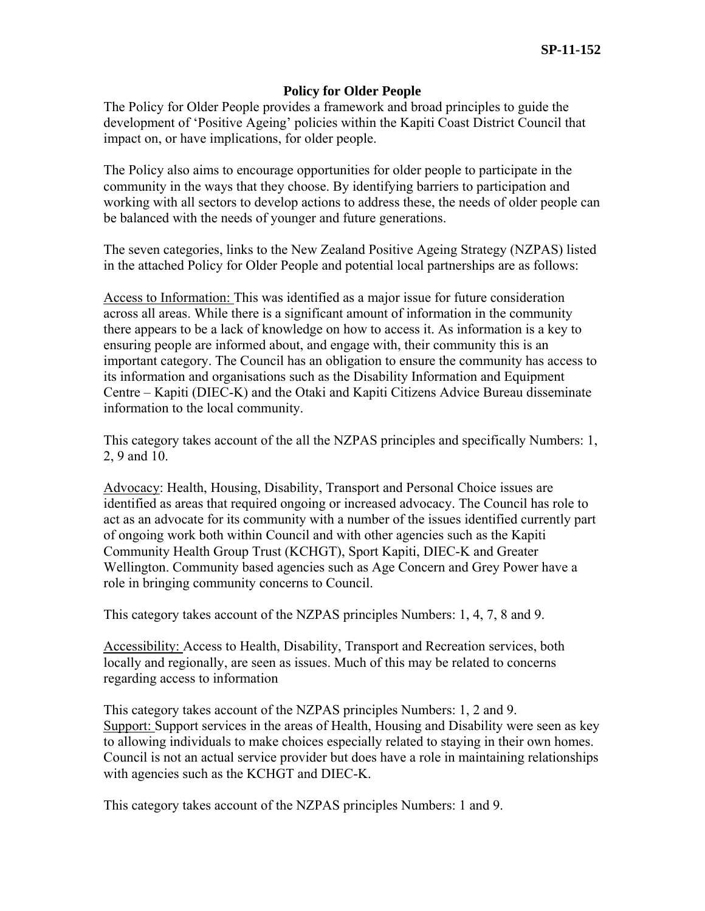SP-11-152

# Policy for Older People

The Policy for Older People provides a framework and broad principles to guide the development of 'Positive Ageing' policies within the Kapiti Coast District Council that impact on, or have implications, for older people.

The Policy also aims to encourage opportunities for older people to participate in the community in the ways that they choose. By identifying barriers to participation and working with all sectors to develop actions to address these, the needs of older people can be balanced with the needs of younger and future generations.

The seven categories, links to the New Zealand Positive Ageing Strategy (NZPAS) listed in the attached Policy for Older People and potential local partnerships are as follows:

<u>Access to Information:</u> This was identified as a major issue for future consideration across all areas. While there is a significant amount of information in the community there appears to be a lack of knowledge on how to access it. As information is a key to ensuring people are informed about, and engage with, their community this is an important category. The Council has an obligation to ensure the community has access to its information and organisations such as the Disability Information and Equipment Centre – Kapiti (DIEC-K) and the Otaki and Kapiti Citizens Advice Bureau disseminate information to the local community.

This category takes account of the all the NZPAS principles and specifically Numbers: 1, 2, 9 and 10.

<u>Advocacy</u>: Health, Housing, Disability, Transport and Personal Choice issues are identified as areas that required ongoing or increased advocacy. The Council has role to act as an advocate for its community with a number of the issues identified currently part of ongoing work both within Council and with other agencies such as the Kapiti Community Health Group Trust (KCHGT), Sport Kapiti, DIEC-K and Greater Wellington. Community based agencies such as Age Concern and Grey Power have a role in bringing community concerns to Council.

This category takes account of the NZPAS principles Numbers: 1, 4, 7, 8 and 9.

<u>Accessibility:</u> Access to Health, Disability, Transport and Recreation services, both locally and regionally, are seen as issues. Much of this may be related to concerns regarding access to information

This category takes account of the NZPAS principles Numbers: 1, 2 and 9.

<u>Support:</u> Support services in the areas of Health, Housing and Disability were seen as key to allowing individuals to make choices especially related to staying in their own homes. Council is not an actual service provider but does have a role in maintaining relationships with agencies such as the KCHGT and DIEC-K.

This category takes account of the NZPAS principles Numbers: 1 and 9.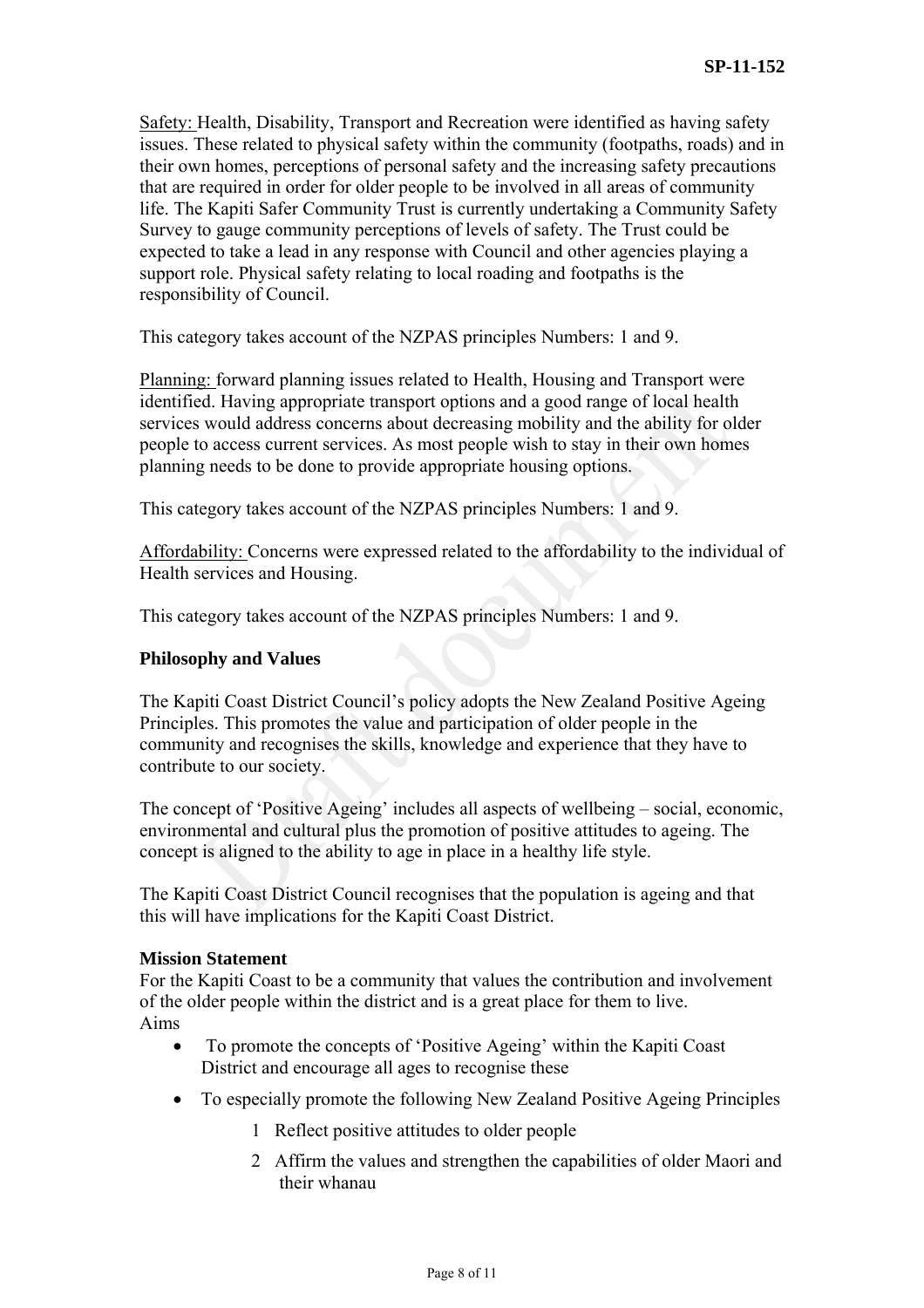Safety: Health, Disability, Transport and Recreation were identified as having safety issues. These related to physical safety within the community (footpaths, roads) and in their own homes, perceptions of personal safety and the increasing safety precautions that are required in order for older people to be involved in all areas of community life. The Kapiti Safer Community Trust is currently undertaking a Community Safety Survey to gauge community perceptions of levels of safety. The Trust could be expected to take a lead in any response with Council and other agencies playing a support role. Physical safety relating to local roading and footpaths is the responsibility of Council.

This category takes account of the NZPAS principles Numbers: 1 and 9.

Planning: forward planning issues related to Health, Housing and Transport were identified. Having appropriate transport options and a good range of local health services would address concerns about decreasing mobility and the ability for older people to access current services. As most people wish to stay in their own homes planning needs to be done to provide appropriate housing options.

This category takes account of the NZPAS principles Numbers: 1 and 9.

Affordability: Concerns were expressed related to the affordability to the individual of Health services and Housing.

This category takes account of the NZPAS principles Numbers: 1 and 9.

**Philosophy and Values**

The Kapiti Coast District Council's policy adopts the New Zealand Positive Ageing Principles. This promotes the value and participation of older people in the community and recognises the skills, knowledge and experience that they have to contribute to our society.

The concept of 'Positive Ageing' includes all aspects of wellbeing – social, economic, environmental and cultural plus the promotion of positive attitudes to ageing. The concept is aligned to the ability to age in place in a healthy life style.

The Kapiti Coast District Council recognises that the population is ageing and that this will have implications for the Kapiti Coast District.

**Mission Statement**

For the Kapiti Coast to be a community that values the contribution and involvement of the older people within the district and is a great place for them to live.

Aims

- To promote the concepts of 'Positive Ageing' within the Kapiti Coast District and encourage all ages to recognise these
- To especially promote the following New Zealand Positive Ageing Principles
    1. Reflect positive attitudes to older people
    2. Affirm the values and strengthen the capabilities of older Maori and their whanau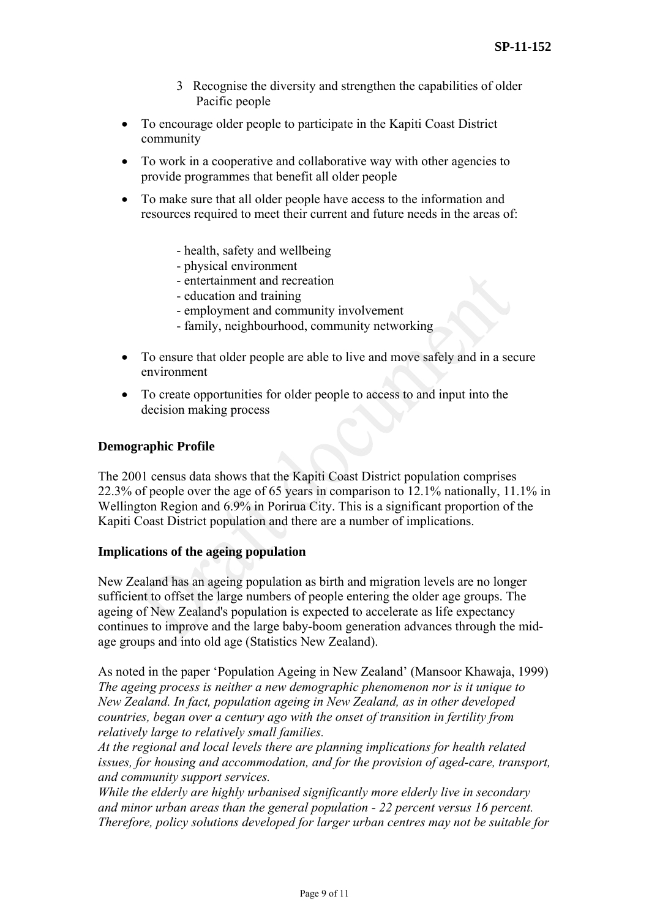3 Recognise the diversity and strengthen the capabilities of older Pacific people

- To encourage older people to participate in the Kapiti Coast District community
- To work in a cooperative and collaborative way with other agencies to provide programmes that benefit all older people
- To make sure that all older people have access to the information and resources required to meet their current and future needs in the areas of:

  - health, safety and wellbeing
  - physical environment
  - entertainment and recreation
  - education and training
  - employment and community involvement
  - family, neighbourhood, community networking

- To ensure that older people are able to live and move safely and in a secure environment
- To create opportunities for older people to access to and input into the decision making process

**Demographic Profile**

The 2001 census data shows that the Kapiti Coast District population comprises 22.3% of people over the age of 65 years in comparison to 12.1% nationally, 11.1% in Wellington Region and 6.9% in Porirua City. This is a significant proportion of the Kapiti Coast District population and there are a number of implications.

**Implications of the ageing population**

New Zealand has an ageing population as birth and migration levels are no longer sufficient to offset the large numbers of people entering the older age groups. The ageing of New Zealand's population is expected to accelerate as life expectancy continues to improve and the large baby-boom generation advances through the mid-age groups and into old age (Statistics New Zealand).

As noted in the paper 'Population Ageing in New Zealand' (Mansoor Khawaja, 1999)
*The ageing process is neither a new demographic phenomenon nor is it unique to New Zealand. In fact, population ageing in New Zealand, as in other developed countries, began over a century ago with the onset of transition in fertility from relatively large to relatively small families.*
*At the regional and local levels there are planning implications for health related issues, for housing and accommodation, and for the provision of aged-care, transport, and community support services.*
*While the elderly are highly urbanised significantly more elderly live in secondary and minor urban areas than the general population - 22 percent versus 16 percent. Therefore, policy solutions developed for larger urban centres may not be suitable for*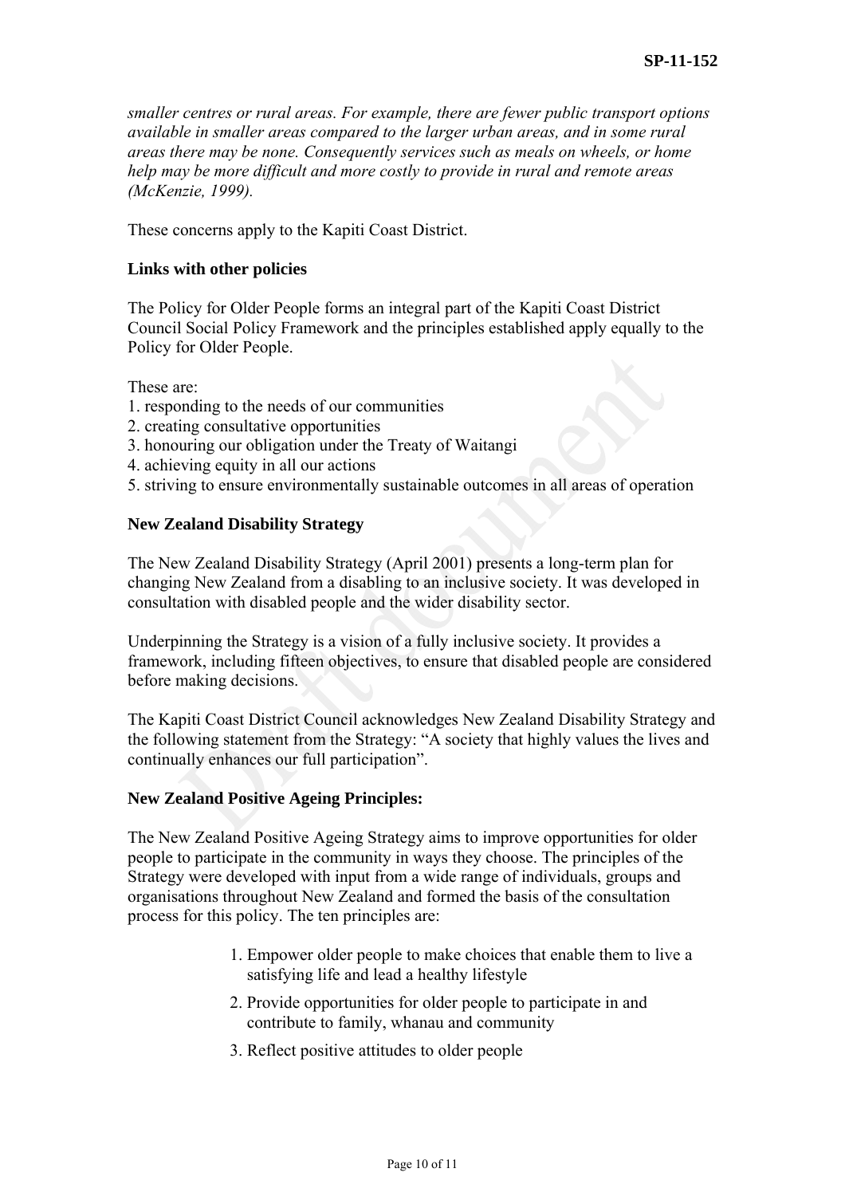*smaller centres or rural areas. For example, there are fewer public transport options available in smaller areas compared to the larger urban areas, and in some rural areas there may be none. Consequently services such as meals on wheels, or home help may be more difficult and more costly to provide in rural and remote areas (McKenzie, 1999).*

These concerns apply to the Kapiti Coast District.

**Links with other policies**

The Policy for Older People forms an integral part of the Kapiti Coast District Council Social Policy Framework and the principles established apply equally to the Policy for Older People.

These are:

1. responding to the needs of our communities
2. creating consultative opportunities
3. honouring our obligation under the Treaty of Waitangi
4. achieving equity in all our actions
5. striving to ensure environmentally sustainable outcomes in all areas of operation

**New Zealand Disability Strategy**

The New Zealand Disability Strategy (April 2001) presents a long-term plan for changing New Zealand from a disabling to an inclusive society. It was developed in consultation with disabled people and the wider disability sector.

Underpinning the Strategy is a vision of a fully inclusive society. It provides a framework, including fifteen objectives, to ensure that disabled people are considered before making decisions.

The Kapiti Coast District Council acknowledges New Zealand Disability Strategy and the following statement from the Strategy: "A society that highly values the lives and continually enhances our full participation".

**New Zealand Positive Ageing Principles:**

The New Zealand Positive Ageing Strategy aims to improve opportunities for older people to participate in the community in ways they choose. The principles of the Strategy were developed with input from a wide range of individuals, groups and organisations throughout New Zealand and formed the basis of the consultation process for this policy. The ten principles are:

1. Empower older people to make choices that enable them to live a satisfying life and lead a healthy lifestyle
2. Provide opportunities for older people to participate in and contribute to family, whanau and community
3. Reflect positive attitudes to older people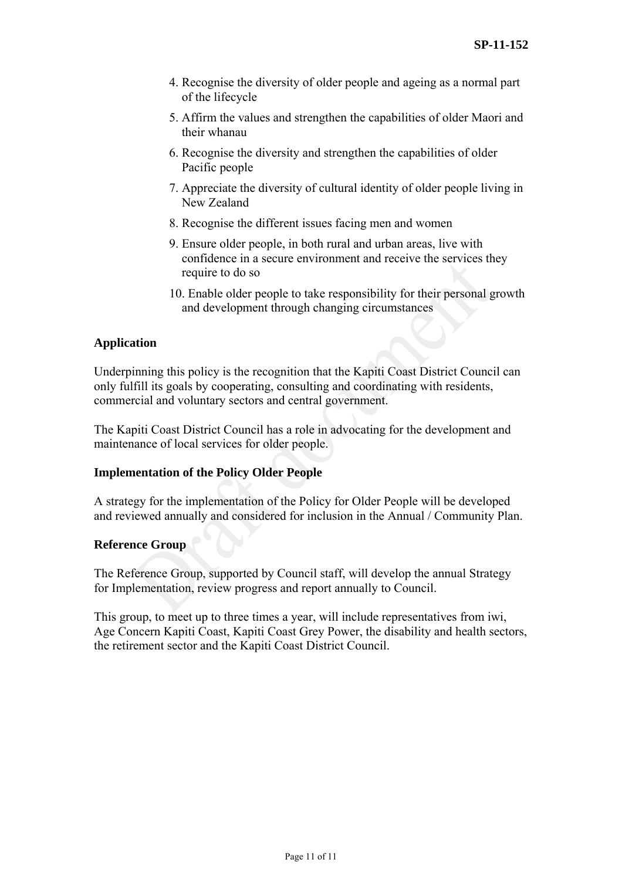4. Recognise the diversity of older people and ageing as a normal part of the lifecycle
5. Affirm the values and strengthen the capabilities of older Maori and their whanau
6. Recognise the diversity and strengthen the capabilities of older Pacific people
7. Appreciate the diversity of cultural identity of older people living in New Zealand
8. Recognise the different issues facing men and women
9. Ensure older people, in both rural and urban areas, live with confidence in a secure environment and receive the services they require to do so
10. Enable older people to take responsibility for their personal growth and development through changing circumstances

**Application**

Underpinning this policy is the recognition that the Kapiti Coast District Council can only fulfill its goals by cooperating, consulting and coordinating with residents, commercial and voluntary sectors and central government.

The Kapiti Coast District Council has a role in advocating for the development and maintenance of local services for older people.

**Implementation of the Policy Older People**

A strategy for the implementation of the Policy for Older People will be developed and reviewed annually and considered for inclusion in the Annual / Community Plan.

**Reference Group**

The Reference Group, supported by Council staff, will develop the annual Strategy for Implementation, review progress and report annually to Council.

This group, to meet up to three times a year, will include representatives from iwi, Age Concern Kapiti Coast, Kapiti Coast Grey Power, the disability and health sectors, the retirement sector and the Kapiti Coast District Council.